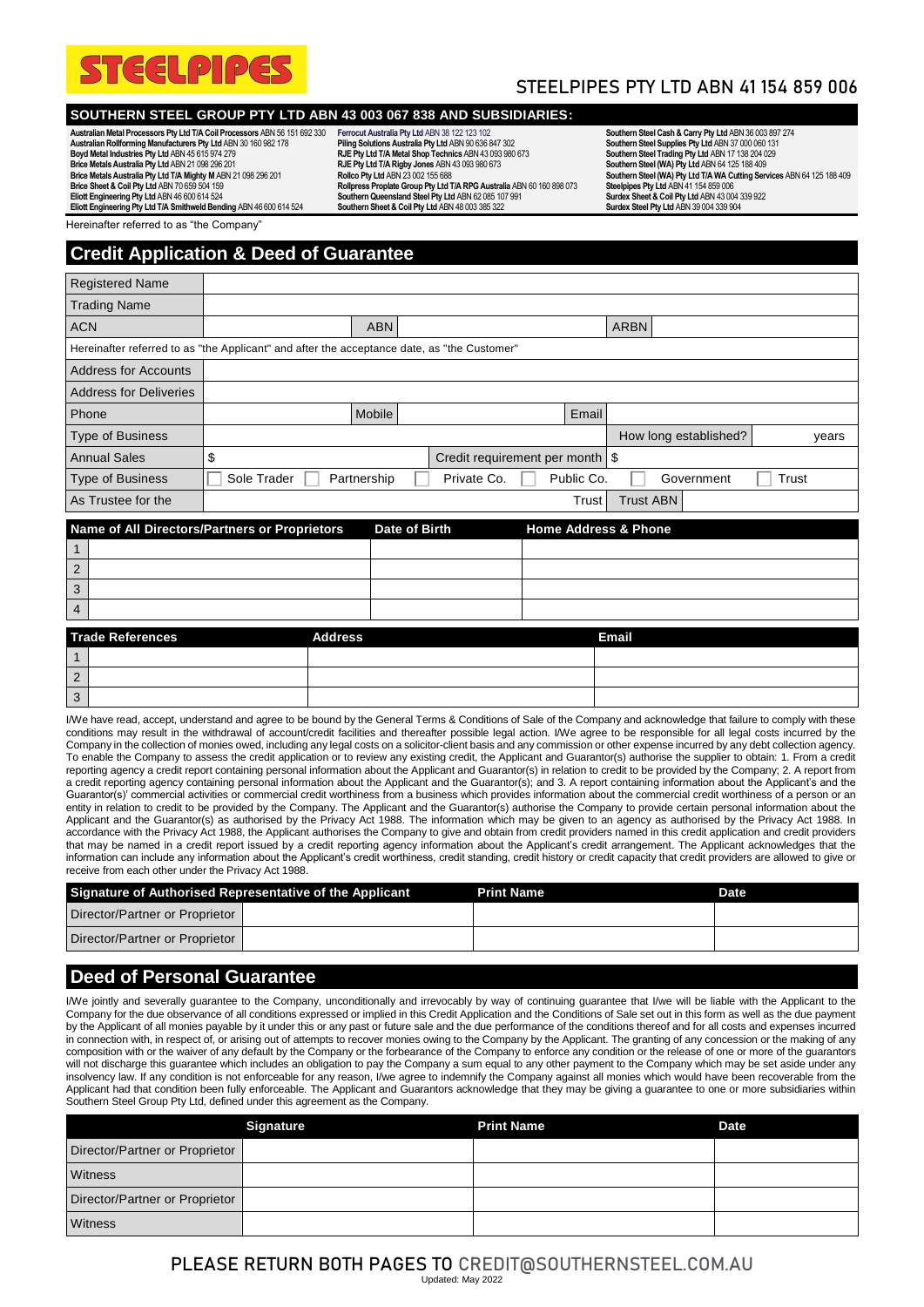# STEELPIPES

## STEELPIPES PTY LTD ABN 41 154 859 006

**SOUTHERN STEEL GROUP PTY LTD ABN 43 003 067 838 AND SUBSIDIARIES:**

**Australian Metal Processors Pty Ltd T/A Coil Processors** ABN 56 151 692 330
**Australian Rollforming Manufacturers Pty Ltd** ABN 30 160 982 178
**Boyd Metal Industries Pty Ltd** ABN 45 615 974 279
**Brice Metals Australia Pty Ltd** ABN 21 098 296 201
**Brice Metals Australia Pty Ltd T/A Mighty M** ABN 21 098 296 201
**Brice Sheet & Coil Pty Ltd** ABN 70 659 504 159
**Eliott Engineering Pty Ltd** ABN 46 600 614 524
**Eliott Engineering Pty Ltd T/A Smithweld Bending** ABN 46 600 614 524
**Ferrocut Australia Pty Ltd** ABN 38 122 123 102
**Piling Solutions Australia Pty Ltd** ABN 90 636 847 302
**RJE Pty Ltd T/A Metal Shop Technics** ABN 43 093 980 673
**RJE Pty Ltd T/A Rigby Jones** ABN 43 093 980 673
**Rollco Pty Ltd** ABN 23 002 155 688
**Rollpress Proplate Group Pty Ltd T/A RPG Australia** ABN 60 160 898 073
**Southern Queensland Steel Pty Ltd** ABN 62 085 107 991
**Southern Sheet & Coil Pty Ltd** ABN 48 003 385 322
**Southern Steel Cash & Carry Pty Ltd** ABN 36 003 897 274
**Southern Steel Supplies Pty Ltd** ABN 37 000 060 131
**Southern Steel Trading Pty Ltd** ABN 17 138 204 029
**Southern Steel (WA) Pty Ltd** ABN 64 125 188 409
**Southern Steel (WA) Pty Ltd T/A WA Cutting Services** ABN 64 125 188 409
**Steelpipes Pty Ltd** ABN 41 154 859 006
**Surdex Sheet & Coil Pty Ltd** ABN 43 004 339 922
**Surdex Steel Pty Ltd** ABN 39 004 339 904

Hereinafter referred to as "the Company"

## Credit Application & Deed of Guarantee

| Registered Name | | | | | |
|---|---|---|---|---|---|
| Trading Name | | | | | |
| ACN | | ABN | | ARBN | |

Hereinafter referred to as "the Applicant" and after the acceptance date, as "the Customer"

| Address for Accounts | | | | | |
|---|---|---|---|---|---|
| Address for Deliveries | | | | | |
| Phone | | Mobile | | Email | |
| Type of Business | | | | How long established? | years |
| Annual Sales | $ | Credit requirement per month | $ | | |
| Type of Business | ☐ Sole Trader | ☐ Partnership | ☐ Private Co. | ☐ Public Co. | ☐ Government ☐ Trust |
| As Trustee for the | | | Trust | Trust ABN | |

| | Name of All Directors/Partners or Proprietors | Date of Birth | Home Address & Phone |
|---|---|---|---|
| 1 | | | |
| 2 | | | |
| 3 | | | |
| 4 | | | |

| | Trade References | Address | Email |
|---|---|---|---|
| 1 | | | |
| 2 | | | |
| 3 | | | |

I/We have read, accept, understand and agree to be bound by the General Terms & Conditions of Sale of the Company and acknowledge that failure to comply with these conditions may result in the withdrawal of account/credit facilities and thereafter possible legal action. I/We agree to be responsible for all legal costs incurred by the Company in the collection of monies owed, including any legal costs on a solicitor-client basis and any commission or other expense incurred by any debt collection agency. To enable the Company to assess the credit application or to review any existing credit, the Applicant and Guarantor(s) authorise the supplier to obtain: 1. From a credit reporting agency a credit report containing personal information about the Applicant and Guarantor(s) in relation to credit to be provided by the Company; 2. A report from a credit reporting agency containing personal information about the Applicant and the Guarantor(s); and 3. A report containing information about the Applicant's and the Guarantor(s)' commercial activities or commercial credit worthiness from a business which provides information about the commercial credit worthiness of a person or an entity in relation to credit to be provided by the Company. The Applicant and the Guarantor(s) authorise the Company to provide certain personal information about the Applicant and the Guarantor(s) as authorised by the Privacy Act 1988. The information which may be given to an agency as authorised by the Privacy Act 1988. In accordance with the Privacy Act 1988, the Applicant authorises the Company to give and obtain from credit providers named in this credit application and credit providers that may be named in a credit report issued by a credit reporting agency information about the Applicant's credit arrangement. The Applicant acknowledges that the information can include any information about the Applicant's credit worthiness, credit standing, credit history or credit capacity that credit providers are allowed to give or receive from each other under the Privacy Act 1988.

| Signature of Authorised Representative of the Applicant | | Print Name | Date |
|---|---|---|---|
| Director/Partner or Proprietor | | | |
| Director/Partner or Proprietor | | | |

## Deed of Personal Guarantee

I/We jointly and severally guarantee to the Company, unconditionally and irrevocably by way of continuing guarantee that I/we will be liable with the Applicant to the Company for the due observance of all conditions expressed or implied in this Credit Application and the Conditions of Sale set out in this form as well as the due payment by the Applicant of all monies payable by it under this or any past or future sale and the due performance of the conditions thereof and for all costs and expenses incurred in connection with, in respect of, or arising out of attempts to recover monies owing to the Company by the Applicant. The granting of any concession or the making of any composition with or the waiver of any default by the Company or the forbearance of the Company to enforce any condition or the release of one or more of the guarantors will not discharge this guarantee which includes an obligation to pay the Company a sum equal to any other payment to the Company which may be set aside under any insolvency law. If any condition is not enforceable for any reason, I/we agree to indemnify the Company against all monies which would have been recoverable from the Applicant had that condition been fully enforceable. The Applicant and Guarantors acknowledge that they may be giving a guarantee to one or more subsidiaries within Southern Steel Group Pty Ltd, defined under this agreement as the Company.

| | Signature | Print Name | Date |
|---|---|---|---|
| Director/Partner or Proprietor | | | |
| Witness | | | |
| Director/Partner or Proprietor | | | |
| Witness | | | |

**PLEASE RETURN BOTH PAGES TO CREDIT@SOUTHERNSTEEL.COM.AU**

Updated: May 2022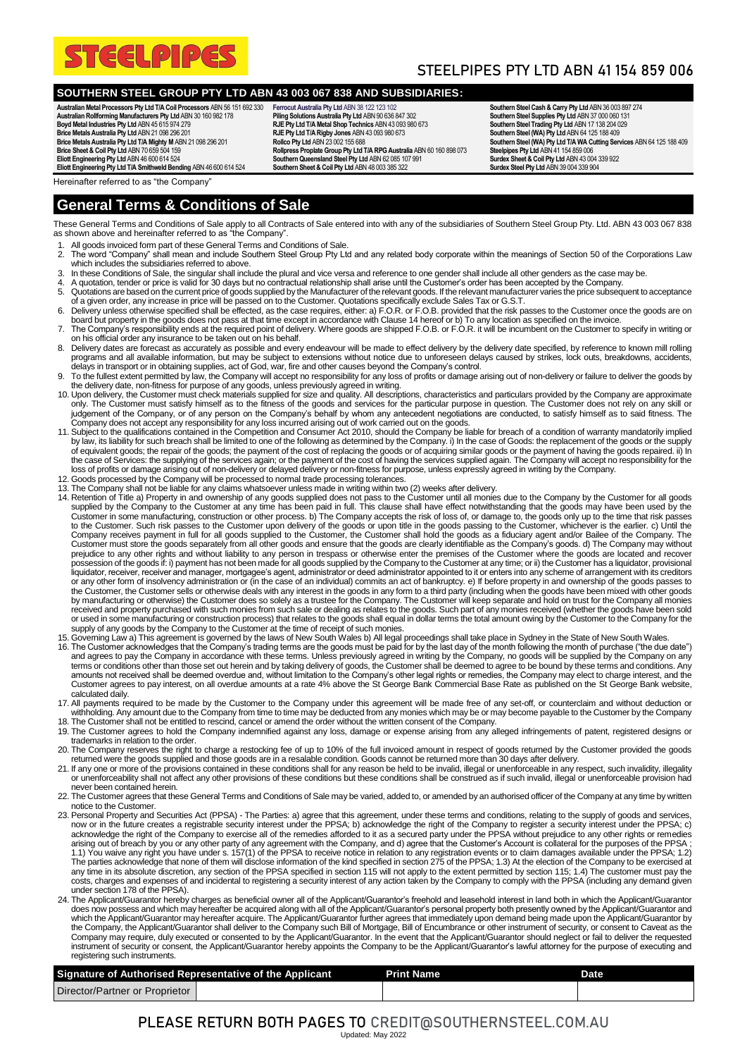STEELPIPES

# STEELPIPES PTY LTD ABN 41 154 859 006

## SOUTHERN STEEL GROUP PTY LTD ABN 43 003 067 838 AND SUBSIDIARIES:

**Australian Metal Processors Pty Ltd T/A Coil Processors** ABN 56 151 692 330
**Australian Rollforming Manufacturers Pty Ltd** ABN 30 160 982 178
**Boyd Metal Industries Pty Ltd** ABN 45 615 974 279
**Brice Metals Australia Pty Ltd** ABN 21 098 296 201
**Brice Metals Australia Pty Ltd T/A Mighty M** ABN 21 098 296 201
**Brice Sheet & Coil Pty Ltd** ABN 70 659 504 159
**Eliott Engineering Pty Ltd** ABN 46 600 614 524
**Eliott Engineering Pty Ltd T/A Smithweld Bending** ABN 46 600 614 524
**Ferrocut Australia Pty Ltd** ABN 38 122 123 102
**Piling Solutions Australia Pty Ltd** ABN 90 636 847 302
**RJE Pty Ltd T/A Metal Shop Technics** ABN 43 093 980 673
**RJE Pty Ltd T/A Rigby Jones** ABN 43 093 980 673
**Rollco Pty Ltd** ABN 23 002 155 688
**Rollpress Proplate Group Pty Ltd T/A RPG Australia** ABN 60 160 898 073
**Southern Queensland Steel Pty Ltd** ABN 62 085 107 991
**Southern Sheet & Coil Pty Ltd** ABN 48 003 385 322
**Southern Steel Cash & Carry Pty Ltd** ABN 36 003 897 274
**Southern Steel Supplies Pty Ltd** ABN 37 000 060 131
**Southern Steel Trading Pty Ltd** ABN 17 138 204 029
**Southern Steel (WA) Pty Ltd** ABN 64 125 188 409
**Southern Steel (WA) Pty Ltd T/A WA Cutting Services** ABN 64 125 188 409
**Steelpipes Pty Ltd** ABN 41 154 859 006
**Surdex Sheet & Coil Pty Ltd** ABN 43 004 339 922
**Surdex Steel Pty Ltd** ABN 39 004 339 904

Hereinafter referred to as "the Company"

## General Terms & Conditions of Sale

These General Terms and Conditions of Sale apply to all Contracts of Sale entered into with any of the subsidiaries of Southern Steel Group Pty. Ltd. ABN 43 003 067 838 as shown above and hereinafter referred to as "the Company".

1. All goods invoiced form part of these General Terms and Conditions of Sale.
2. The word "Company" shall mean and include Southern Steel Group Pty Ltd and any related body corporate within the meanings of Section 50 of the Corporations Law which includes the subsidiaries referred to above.
3. In these Conditions of Sale, the singular shall include the plural and vice versa and reference to one gender shall include all other genders as the case may be.
4. A quotation, tender or price is valid for 30 days but no contractual relationship shall arise until the Customer's order has been accepted by the Company.
5. Quotations are based on the current price of goods supplied by the Manufacturer of the relevant goods. If the relevant manufacturer varies the price subsequent to acceptance of a given order, any increase in price will be passed on to the Customer. Quotations specifically exclude Sales Tax or G.S.T.
6. Delivery unless otherwise specified shall be effected, as the case requires, either: a) F.O.R. or F.O.B. provided that the risk passes to the Customer once the goods are on board but property in the goods does not pass at that time except in accordance with Clause 14 hereof or b) To any location as specified on the invoice.
7. The Company's responsibility ends at the required point of delivery. Where goods are shipped F.O.B. or F.O.R. it will be incumbent on the Customer to specify in writing or on his official order any insurance to be taken out on his behalf.
8. Delivery dates are forecast as accurately as possible and every endeavour will be made to effect delivery by the delivery date specified, by reference to known mill rolling programs and all available information, but may be subject to extensions without notice due to unforeseen delays caused by strikes, lock outs, breakdowns, accidents, delays in transport or in obtaining supplies, act of God, war, fire and other causes beyond the Company's control.
9. To the fullest extent permitted by law, the Company will accept no responsibility for any loss of profits or damage arising out of non-delivery or failure to deliver the goods by the delivery date, non-fitness for purpose of any goods, unless previously agreed in writing.
10. Upon delivery, the Customer must check materials supplied for size and quality. All descriptions, characteristics and particulars provided by the Company are approximate only. The Customer must satisfy himself as to the fitness of the goods and services for the particular purpose in question. The Customer does not rely on any skill or judgement of the Company, or of any person on the Company's behalf by whom any antecedent negotiations are conducted, to satisfy himself as to said fitness. The Company does not accept any responsibility for any loss incurred arising out of work carried out on the goods.
11. Subject to the qualifications contained in the Competition and Consumer Act 2010, should the Company be liable for breach of a condition of warranty mandatorily implied by law, its liability for such breach shall be limited to one of the following as determined by the Company. i) In the case of Goods: the replacement of the goods or the supply of equivalent goods; the repair of the goods; the payment of the cost of replacing the goods or of acquiring similar goods or the payment of having the goods repaired. ii) In the case of Services: the supplying of the services again; or the payment of the cost of having the services supplied again. The Company will accept no responsibility for the loss of profits or damage arising out of non-delivery or delayed delivery or non-fitness for purpose, unless expressly agreed in writing by the Company.
12. Goods processed by the Company will be processed to normal trade processing tolerances.
13. The Company shall not be liable for any claims whatsoever unless made in writing within two (2) weeks after delivery.
14. Retention of Title a) Property in and ownership of any goods supplied does not pass to the Customer until all monies due to the Company by the Customer for all goods supplied by the Company to the Customer at any time has been paid in full. This clause shall have effect notwithstanding that the goods may have been used by the Customer in some manufacturing, construction or other process. b) The Company accepts the risk of loss of, or damage to, the goods only up to the time that risk passes to the Customer. Such risk passes to the Customer upon delivery of the goods or upon title in the goods passing to the Customer, whichever is the earlier. c) Until the Company receives payment in full for all goods supplied to the Customer, the Customer shall hold the goods as a fiduciary agent and/or Bailee of the Company. The Customer must store the goods separately from all other goods and ensure that the goods are clearly identifiable as the Company's goods. d) The Company may without prejudice to any other rights and without liability to any person in trespass or otherwise enter the premises of the Customer where the goods are located and recover possession of the goods if: i) payment has not been made for all goods supplied by the Company to the Customer at any time; or ii) the Customer has a liquidator, provisional liquidator, receiver, receiver and manager, mortgagee's agent, administrator or deed administrator appointed to it or enters into any scheme of arrangement with its creditors or any other form of insolvency administration or (in the case of an individual) commits an act of bankruptcy. e) If before property in and ownership of the goods passes to the Customer, the Customer sells or otherwise deals with any interest in the goods in any form to a third party (including when the goods have been mixed with other goods by manufacturing or otherwise) the Customer does so solely as a trustee for the Company. The Customer will keep separate and hold on trust for the Company all monies received and property purchased with such monies from such sale or dealing as relates to the goods. Such part of any monies received (whether the goods have been sold or used in some manufacturing or construction process) that relates to the goods shall equal in dollar terms the total amount owing by the Customer to the Company for the supply of any goods by the Company to the Customer at the time of receipt of such monies.
15. Governing Law a) This agreement is governed by the laws of New South Wales b) All legal proceedings shall take place in Sydney in the State of New South Wales.
16. The Customer acknowledges that the Company's trading terms are the goods must be paid for by the last day of the month following the month of purchase ("the due date") and agrees to pay the Company in accordance with these terms. Unless previously agreed in writing by the Company, no goods will be supplied by the Company on any terms or conditions other than those set out herein and by taking delivery of goods, the Customer shall be deemed to agree to be bound by these terms and conditions. Any amounts not received shall be deemed overdue and, without limitation to the Company's other legal rights or remedies, the Company may elect to charge interest, and the Customer agrees to pay interest, on all overdue amounts at a rate 4% above the St George Bank Commercial Base Rate as published on the St George Bank website, calculated daily.
17. All payments required to be made by the Customer to the Company under this agreement will be made free of any set-off, or counterclaim and without deduction or withholding. Any amount due to the Company from time to time may be deducted from any monies which may be or may become payable to the Customer by the Company
18. The Customer shall not be entitled to rescind, cancel or amend the order without the written consent of the Company.
19. The Customer agrees to hold the Company indemnified against any loss, damage or expense arising from any alleged infringements of patent, registered designs or trademarks in relation to the order.
20. The Company reserves the right to charge a restocking fee of up to 10% of the full invoiced amount in respect of goods returned by the Customer provided the goods returned were the goods supplied and those goods are in a resalable condition. Goods cannot be returned more than 30 days after delivery.
21. If any one or more of the provisions contained in these conditions shall for any reason be held to be invalid, illegal or unenforceable in any respect, such invalidity, illegality or unenforceability shall not affect any other provisions of these conditions but these conditions shall be construed as if such invalid, illegal or unenforceable provision had never been contained herein.
22. The Customer agrees that these General Terms and Conditions of Sale may be varied, added to, or amended by an authorised officer of the Company at any time by written notice to the Customer.
23. Personal Property and Securities Act (PPSA) - The Parties: a) agree that this agreement, under these terms and conditions, relating to the supply of goods and services, now or in the future creates a registrable security interest under the PPSA; b) acknowledge the right of the Company to register a security interest under the PPSA; c) acknowledge the right of the Company to exercise all of the remedies afforded to it as a secured party under the PPSA without prejudice to any other rights or remedies arising out of breach by you or any other party of any agreement with the Company, and d) agree that the Customer's Account is collateral for the purposes of the PPSA ; 1.1) You waive any right you have under s. 157(1) of the PPSA to receive notice in relation to any registration events or to claim damages available under the PPSA; 1.2) The parties acknowledge that none of them will disclose information of the kind specified in section 275 of the PPSA; 1.3) At the election of the Company to be exercised at any time in its absolute discretion, any section of the PPSA specified in section 115 will not apply to the extent permitted by section 115; 1.4) The customer must pay the costs, charges and expenses of and incidental to registering a security interest of any action taken by the Company to comply with the PPSA (including any demand given under section 178 of the PPSA).
24. The Applicant/Guarantor hereby charges as beneficial owner all of the Applicant/Guarantor's freehold and leasehold interest in land both in which the Applicant/Guarantor does now possess and which may hereafter be acquired along with all of the Applicant/Guarantor's personal property both presently owned by the Applicant/Guarantor and which the Applicant/Guarantor may hereafter acquire. The Applicant/Guarantor further agrees that immediately upon demand being made upon the Applicant/Guarantor by the Company, the Applicant/Guarantor shall deliver to the Company such Bill of Mortgage, Bill of Encumbrance or other instrument of security, or consent to Caveat as the Company may require, duly executed or consented to by the Applicant/Guarantor. In the event that the Applicant/Guarantor should neglect or fail to deliver the requested instrument of security or consent, the Applicant/Guarantor hereby appoints the Company to be the Applicant/Guarantor's lawful attorney for the purpose of executing and registering such instruments.

| Signature of Authorised Representative of the Applicant | | Print Name | Date |
|---|---|---|---|
| Director/Partner or Proprietor | | | |

PLEASE RETURN BOTH PAGES TO CREDIT@SOUTHERNSTEEL.COM.AU

Updated: May 2022